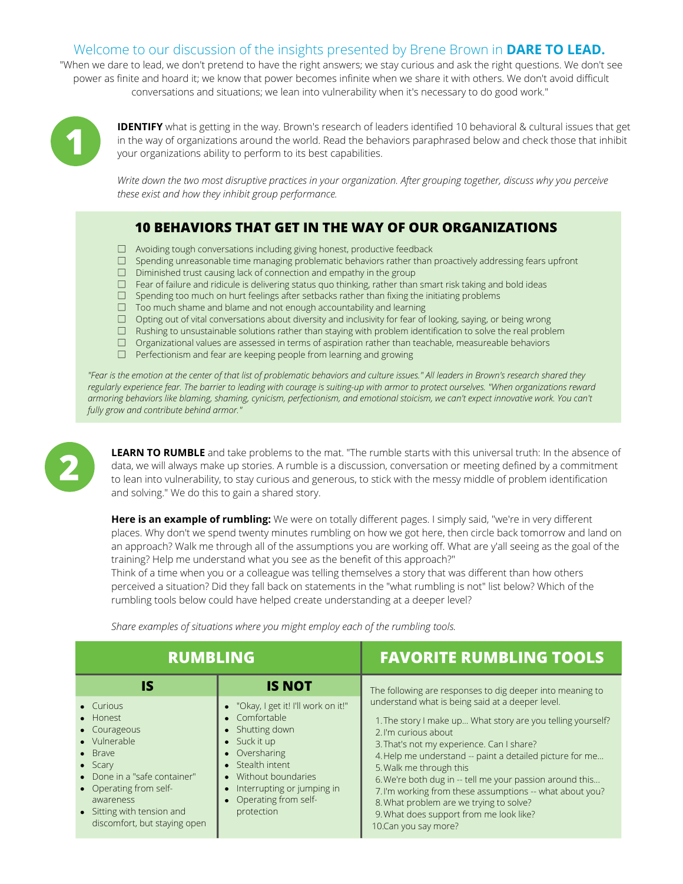Welcome to our discussion of the insights presented by Brene Brown in **DARE TO LEAD.**

"When we dare to lead, we don't pretend to have the right answers; we stay curious and ask the right questions. We don't see power as finite and hoard it; we know that power becomes infinite when we share it with others. We don't avoid difficult conversations and situations; we lean into vulnerability when it's necessary to do good work."

## 1

**IDENTIFY** what is getting in the way. Brown's research of leaders identified 10 behavioral & cultural issues that get in the way of organizations around the world. Read the behaviors paraphrased below and check those that inhibit your organizations ability to perform to its best capabilities.

*Write down the two most disruptive practices in your organization. After grouping together, discuss why you perceive these exist and how they inhibit group performance.*

### 10 BEHAVIORS THAT GET IN THE WAY OF OUR ORGANIZATIONS

- ☐ Avoiding tough conversations including giving honest, productive feedback
- ☐ Spending unreasonable time managing problematic behaviors rather than proactively addressing fears upfront
- ☐ Diminished trust causing lack of connection and empathy in the group
- ☐ Fear of failure and ridicule is delivering status quo thinking, rather than smart risk taking and bold ideas
- ☐ Spending too much on hurt feelings after setbacks rather than fixing the initiating problems
- ☐ Too much shame and blame and not enough accountability and learning
- ☐ Opting out of vital conversations about diversity and inclusivity for fear of looking, saying, or being wrong
- ☐ Rushing to unsustainable solutions rather than staying with problem identification to solve the real problem
- ☐ Organizational values are assessed in terms of aspiration rather than teachable, measureable behaviors
- ☐ Perfectionism and fear are keeping people from learning and growing

*"Fear is the emotion at the center of that list of problematic behaviors and culture issues." All leaders in Brown's research shared they regularly experience fear. The barrier to leading with courage is suiting-up with armor to protect ourselves. "When organizations reward armoring behaviors like blaming, shaming, cynicism, perfectionism, and emotional stoicism, we can't expect innovative work. You can't fully grow and contribute behind armor."*

## 2

**LEARN TO RUMBLE** and take problems to the mat. "The rumble starts with this universal truth: In the absence of data, we will always make up stories. A rumble is a discussion, conversation or meeting defined by a commitment to lean into vulnerability, to stay curious and generous, to stick with the messy middle of problem identification and solving." We do this to gain a shared story.

**Here is an example of rumbling:** We were on totally different pages. I simply said, "we're in very different places. Why don't we spend twenty minutes rumbling on how we got here, then circle back tomorrow and land on an approach? Walk me through all of the assumptions you are working off. What are y'all seeing as the goal of the training? Help me understand what you see as the benefit of this approach?"

Think of a time when you or a colleague was telling themselves a story that was different than how others perceived a situation? Did they fall back on statements in the "what rumbling is not" list below? Which of the rumbling tools below could have helped create understanding at a deeper level?

*Share examples of situations where you might employ each of the rumbling tools.*

| RUMBLING | | FAVORITE RUMBLING TOOLS |
|---|---|---|
| **IS** | **IS NOT** | The following are responses to dig deeper into meaning to understand what is being said at a deeper level. |
| • Curious<br>• Honest<br>• Courageous<br>• Vulnerable<br>• Brave<br>• Scary<br>• Done in a "safe container"<br>• Operating from self-awareness<br>• Sitting with tension and discomfort, but staying open | • "Okay, I get it! I'll work on it!"<br>• Comfortable<br>• Shutting down<br>• Suck it up<br>• Oversharing<br>• Stealth intent<br>• Without boundaries<br>• Interrupting or jumping in<br>• Operating from self-protection | 1. The story I make up... What story are you telling yourself?<br>2. I'm curious about<br>3. That's not my experience. Can I share?<br>4. Help me understand -- paint a detailed picture for me...<br>5. Walk me through this<br>6. We're both dug in -- tell me your passion around this...<br>7. I'm working from these assumptions -- what about you?<br>8. What problem are we trying to solve?<br>9. What does support from me look like?<br>10. Can you say more? |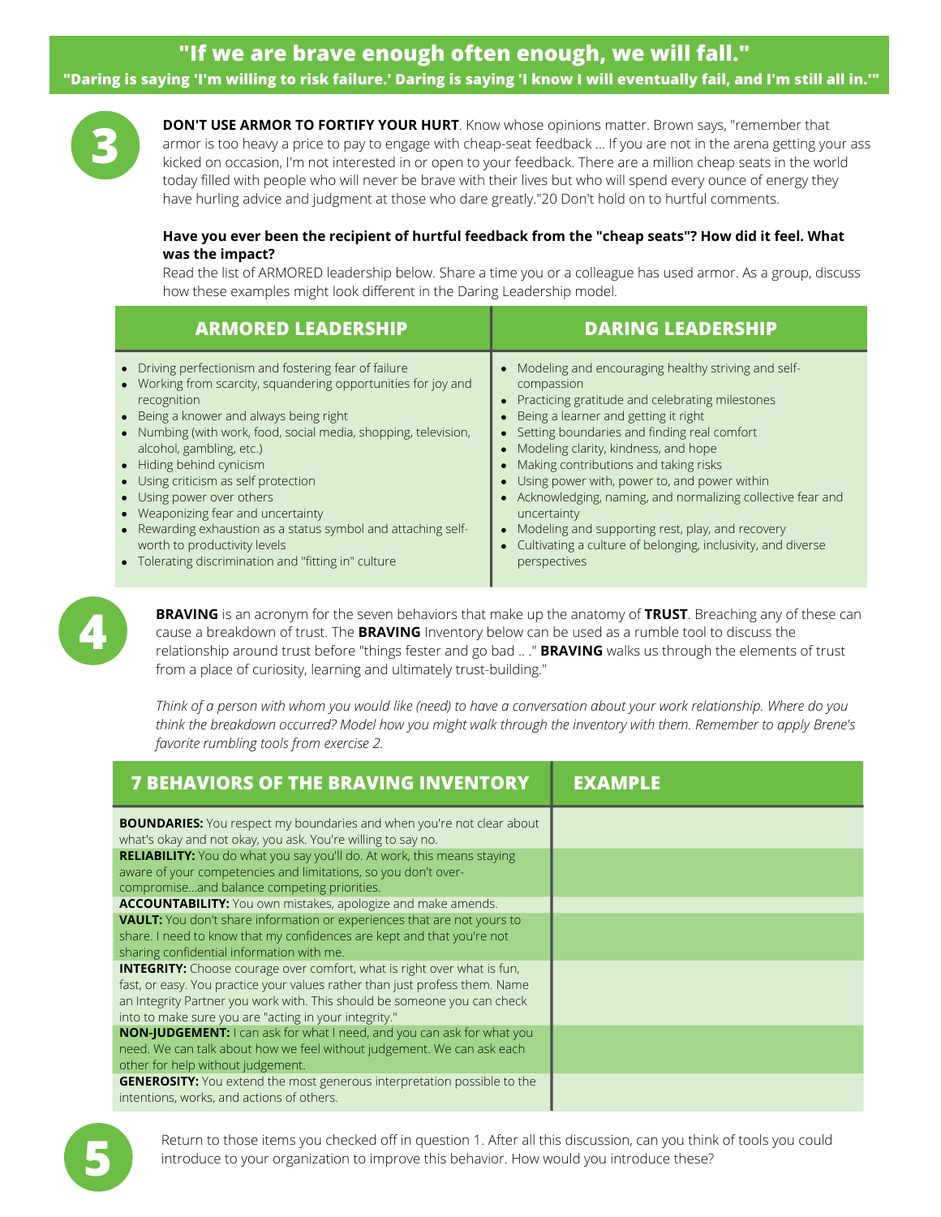## "If we are brave enough often enough, we will fall."

**"Daring is saying 'I'm willing to risk failure.' Daring is saying 'I know I will eventually fail, and I'm still all in.'"**

### 3

**DON'T USE ARMOR TO FORTIFY YOUR HURT**. Know whose opinions matter. Brown says, "remember that armor is too heavy a price to pay to engage with cheap-seat feedback ... If you are not in the arena getting your ass kicked on occasion, I'm not interested in or open to your feedback. There are a million cheap seats in the world today filled with people who will never be brave with their lives but who will spend every ounce of energy they have hurling advice and judgment at those who dare greatly."20 Don't hold on to hurtful comments.

**Have you ever been the recipient of hurtful feedback from the "cheap seats"? How did it feel. What was the impact?**

Read the list of ARMORED leadership below. Share a time you or a colleague has used armor. As a group, discuss how these examples might look different in the Daring Leadership model.

| ARMORED LEADERSHIP | DARING LEADERSHIP |
|---|---|
| • Driving perfectionism and fostering fear of failure<br>• Working from scarcity, squandering opportunities for joy and recognition<br>• Being a knower and always being right<br>• Numbing (with work, food, social media, shopping, television, alcohol, gambling, etc.)<br>• Hiding behind cynicism<br>• Using criticism as self protection<br>• Using power over others<br>• Weaponizing fear and uncertainty<br>• Rewarding exhaustion as a status symbol and attaching self-worth to productivity levels<br>• Tolerating discrimination and "fitting in" culture | • Modeling and encouraging healthy striving and self-compassion<br>• Practicing gratitude and celebrating milestones<br>• Being a learner and getting it right<br>• Setting boundaries and finding real comfort<br>• Modeling clarity, kindness, and hope<br>• Making contributions and taking risks<br>• Using power with, power to, and power within<br>• Acknowledging, naming, and normalizing collective fear and uncertainty<br>• Modeling and supporting rest, play, and recovery<br>• Cultivating a culture of belonging, inclusivity, and diverse perspectives |

### 4

**BRAVING** is an acronym for the seven behaviors that make up the anatomy of **TRUST**. Breaching any of these can cause a breakdown of trust. The **BRAVING** Inventory below can be used as a rumble tool to discuss the relationship around trust before "things fester and go bad .. ." **BRAVING** walks us through the elements of trust from a place of curiosity, learning and ultimately trust-building."

*Think of a person with whom you would like (need) to have a conversation about your work relationship. Where do you think the breakdown occurred? Model how you might walk through the inventory with them. Remember to apply Brene's favorite rumbling tools from exercise 2.*

| 7 BEHAVIORS OF THE BRAVING INVENTORY | EXAMPLE |
|---|---|
| **BOUNDARIES:** You respect my boundaries and when you're not clear about what's okay and not okay, you ask. You're willing to say no. | |
| **RELIABILITY:** You do what you say you'll do. At work, this means staying aware of your competencies and limitations, so you don't over-compromise...and balance competing priorities. | |
| **ACCOUNTABILITY:** You own mistakes, apologize and make amends. | |
| **VAULT:** You don't share information or experiences that are not yours to share. I need to know that my confidences are kept and that you're not sharing confidential information with me. | |
| **INTEGRITY:** Choose courage over comfort, what is right over what is fun, fast, or easy. You practice your values rather than just profess them. Name an Integrity Partner you work with. This should be someone you can check into to make sure you are "acting in your integrity." | |
| **NON-JUDGEMENT:** I can ask for what I need, and you can ask for what you need. We can talk about how we feel without judgement. We can ask each other for help without judgement. | |
| **GENEROSITY:** You extend the most generous interpretation possible to the intentions, works, and actions of others. | |

### 5

Return to those items you checked off in question 1. After all this discussion, can you think of tools you could introduce to your organization to improve this behavior. How would you introduce these?